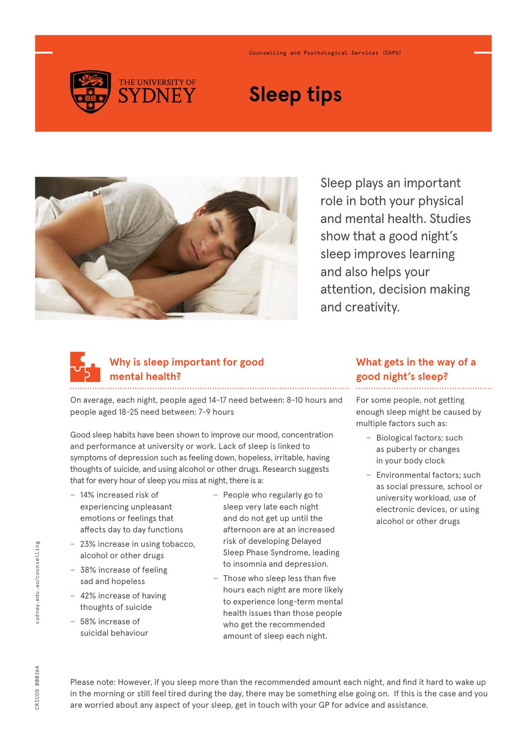Counselling and Psychological Services (CAPS)

THE UNIVERSITY OF SYDNEY

# Sleep tips

Sleep plays an important role in both your physical and mental health. Studies show that a good night's sleep improves learning and also helps your attention, decision making and creativity.

## Why is sleep important for good mental health?

On average, each night, people aged 14-17 need between: 8-10 hours and people aged 18-25 need between: 7-9 hours

Good sleep habits have been shown to improve our mood, concentration and performance at university or work. Lack of sleep is linked to symptoms of depression such as feeling down, hopeless, irritable, having thoughts of suicide, and using alcohol or other drugs. Research suggests that for every hour of sleep you miss at night, there is a:

- 14% increased risk of experiencing unpleasant emotions or feelings that affects day to day functions
- 23% increase in using tobacco, alcohol or other drugs
- 38% increase of feeling sad and hopeless
- 42% increase of having thoughts of suicide
- 58% increase of suicidal behaviour
- People who regularly go to sleep very late each night and do not get up until the afternoon are at an increased risk of developing Delayed Sleep Phase Syndrome, leading to insomnia and depression.
- Those who sleep less than five hours each night are more likely to experience long-term mental health issues than those people who get the recommended amount of sleep each night.

## What gets in the way of a good night's sleep?

For some people, not getting enough sleep might be caused by multiple factors such as:

- Biological factors; such as puberty or changes in your body clock
- Environmental factors; such as social pressure, school or university workload, use of electronic devices, or using alcohol or other drugs

Please note: However, if you sleep more than the recommended amount each night, and find it hard to wake up in the morning or still feel tired during the day, there may be something else going on. If this is the case and you are worried about any aspect of your sleep, get in touch with your GP for advice and assistance.

sydney.edu.au/counselling

CRICOS 00026A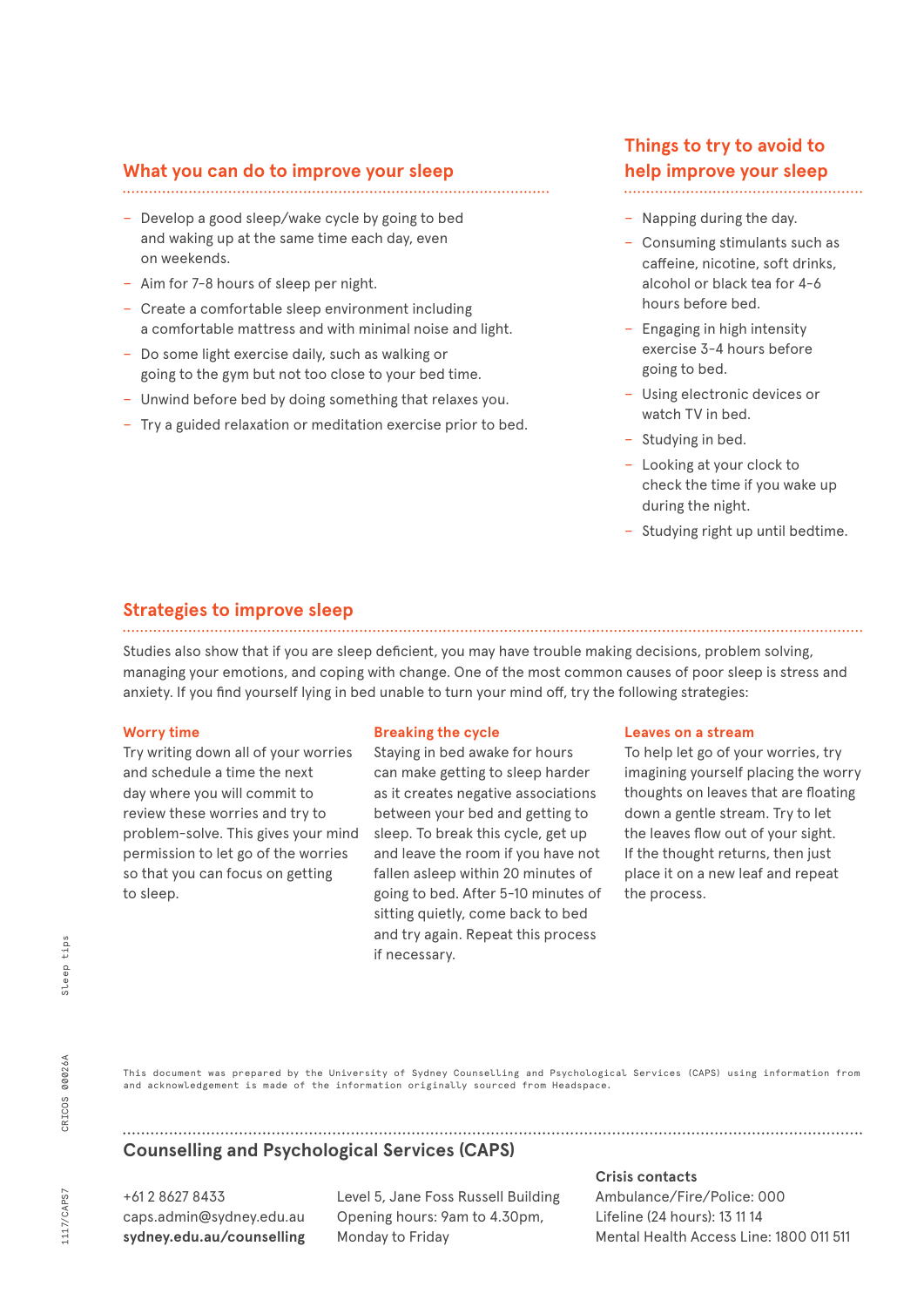## What you can do to improve your sleep

- Develop a good sleep/wake cycle by going to bed and waking up at the same time each day, even on weekends.
- Aim for 7–8 hours of sleep per night.
- Create a comfortable sleep environment including a comfortable mattress and with minimal noise and light.
- Do some light exercise daily, such as walking or going to the gym but not too close to your bed time.
- Unwind before bed by doing something that relaxes you.
- Try a guided relaxation or meditation exercise prior to bed.

## Things to try to avoid to help improve your sleep

- Napping during the day.
- Consuming stimulants such as caffeine, nicotine, soft drinks, alcohol or black tea for 4–6 hours before bed.
- Engaging in high intensity exercise 3–4 hours before going to bed.
- Using electronic devices or watch TV in bed.
- Studying in bed.
- Looking at your clock to check the time if you wake up during the night.
- Studying right up until bedtime.

## Strategies to improve sleep

Studies also show that if you are sleep deficient, you may have trouble making decisions, problem solving, managing your emotions, and coping with change. One of the most common causes of poor sleep is stress and anxiety. If you find yourself lying in bed unable to turn your mind off, try the following strategies:

### Worry time

Try writing down all of your worries and schedule a time the next day where you will commit to review these worries and try to problem-solve. This gives your mind permission to let go of the worries so that you can focus on getting to sleep.

### Breaking the cycle

Staying in bed awake for hours can make getting to sleep harder as it creates negative associations between your bed and getting to sleep. To break this cycle, get up and leave the room if you have not fallen asleep within 20 minutes of going to bed. After 5-10 minutes of sitting quietly, come back to bed and try again. Repeat this process if necessary.

### Leaves on a stream

To help let go of your worries, try imagining yourself placing the worry thoughts on leaves that are floating down a gentle stream. Try to let the leaves flow out of your sight. If the thought returns, then just place it on a new leaf and repeat the process.

This document was prepared by the University of Sydney Counselling and Psychological Services (CAPS) using information from and acknowledgement is made of the information originally sourced from Headspace.

## Counselling and Psychological Services (CAPS)

+61 2 8627 8433
caps.admin@sydney.edu.au
**sydney.edu.au/counselling**

Level 5, Jane Foss Russell Building
Opening hours: 9am to 4.30pm, Monday to Friday

**Crisis contacts**
Ambulance/Fire/Police: 000
Lifeline (24 hours): 13 11 14
Mental Health Access Line: 1800 011 511

1117/CAPS7 CRICOS 00026A Sleep tips